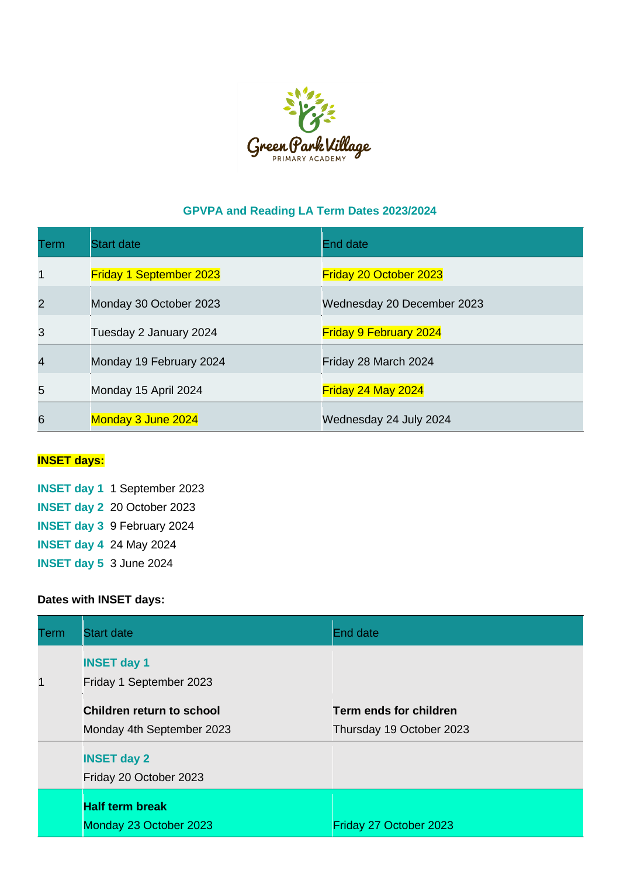Green Park Village
PRIMARY ACADEMY

## GPVPA and Reading LA Term Dates 2023/2024

| Term | Start date | End date |
|---|---|---|
| 1 | Friday 1 September 2023 | Friday 20 October 2023 |
| 2 | Monday 30 October 2023 | Wednesday 20 December 2023 |
| 3 | Tuesday 2 January 2024 | Friday 9 February 2024 |
| 4 | Monday 19 February 2024 | Friday 28 March 2024 |
| 5 | Monday 15 April 2024 | Friday 24 May 2024 |
| 6 | Monday 3 June 2024 | Wednesday 24 July 2024 |

**INSET days:**

**INSET day 1** 1 September 2023
**INSET day 2** 20 October 2023
**INSET day 3** 9 February 2024
**INSET day 4** 24 May 2024
**INSET day 5** 3 June 2024

**Dates with INSET days:**

| Term | Start date | End date |
|---|---|---|
| 1 | **INSET day 1** Friday 1 September 2023 | |
| | **Children return to school** Monday 4th September 2023 | **Term ends for children** Thursday 19 October 2023 |
| | **INSET day 2** Friday 20 October 2023 | |
| | **Half term break** Monday 23 October 2023 | Friday 27 October 2023 |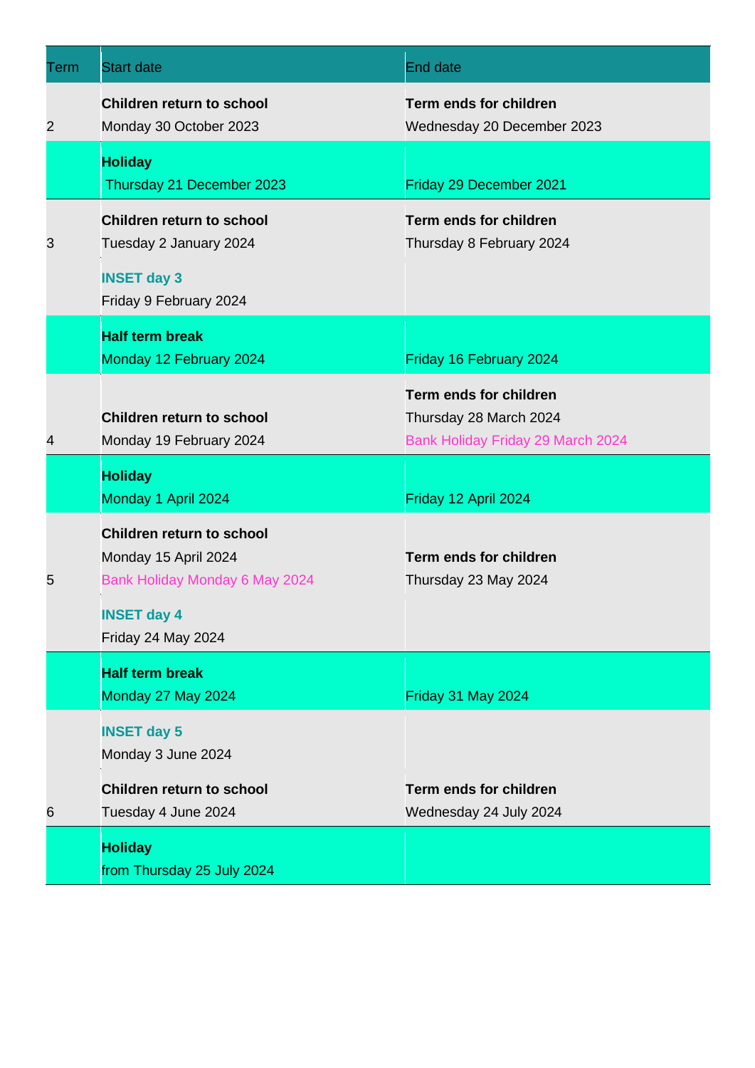| Term | Start date | End date |
|---|---|---|
| 2 | **Children return to school**<br>Monday 30 October 2023 | **Term ends for children**<br>Wednesday 20 December 2023 |
| | **Holiday**<br>Thursday 21 December 2023 | Friday 29 December 2021 |
| 3 | **Children return to school**<br>Tuesday 2 January 2024<br>**INSET day 3**<br>Friday 9 February 2024 | **Term ends for children**<br>Thursday 8 February 2024 |
| | **Half term break**<br>Monday 12 February 2024 | Friday 16 February 2024 |
| 4 | **Children return to school**<br>Monday 19 February 2024 | **Term ends for children**<br>Thursday 28 March 2024<br>Bank Holiday Friday 29 March 2024 |
| | **Holiday**<br>Monday 1 April 2024 | Friday 12 April 2024 |
| 5 | **Children return to school**<br>Monday 15 April 2024<br>Bank Holiday Monday 6 May 2024<br>**INSET day 4**<br>Friday 24 May 2024 | **Term ends for children**<br>Thursday 23 May 2024 |
| | **Half term break**<br>Monday 27 May 2024 | Friday 31 May 2024 |
| 6 | **INSET day 5**<br>Monday 3 June 2024<br>**Children return to school**<br>Tuesday 4 June 2024 | **Term ends for children**<br>Wednesday 24 July 2024 |
| | **Holiday**<br>from Thursday 25 July 2024 | |